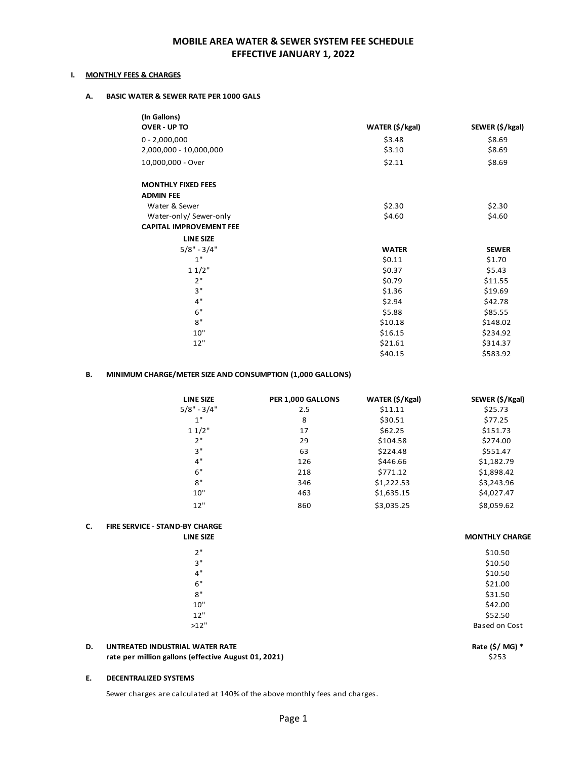# MOBILE AREA WATER & SEWER SYSTEM FEE SCHEDULE
## EFFECTIVE JANUARY 1, 2022

### I. MONTHLY FEES & CHARGES

#### A. BASIC WATER & SEWER RATE PER 1000 GALS

| (In Gallons) OVER - UP TO | WATER ($/kgal) | SEWER ($/kgal) |
|---|---|---|
| 0 - 2,000,000 | $3.48 | $8.69 |
| 2,000,000 - 10,000,000 | $3.10 | $8.69 |
| 10,000,000 - Over | $2.11 | $8.69 |

**MONTHLY FIXED FEES**

**ADMIN FEE**

| | | |
|---|---|---|
| Water & Sewer | $2.30 | $2.30 |
| Water-only/ Sewer-only | $4.60 | $4.60 |

**CAPITAL IMPROVEMENT FEE**

| LINE SIZE | | |
|---|---|---|
| 5/8" - 3/4" | **WATER** | **SEWER** |
| 1" | $0.11 | $1.70 |
| 1 1/2" | $0.37 | $5.43 |
| 2" | $0.79 | $11.55 |
| 3" | $1.36 | $19.69 |
| 4" | $2.94 | $42.78 |
| 6" | $5.88 | $85.55 |
| 8" | $10.18 | $148.02 |
| 10" | $16.15 | $234.92 |
| 12" | $21.61 | $314.37 |
| | $40.15 | $583.92 |

#### B. MINIMUM CHARGE/METER SIZE AND CONSUMPTION (1,000 GALLONS)

| LINE SIZE | PER 1,000 GALLONS | WATER ($/Kgal) | SEWER ($/Kgal) |
|---|---|---|---|
| 5/8" - 3/4" | 2.5 | $11.11 | $25.73 |
| 1" | 8 | $30.51 | $77.25 |
| 1 1/2" | 17 | $62.25 | $151.73 |
| 2" | 29 | $104.58 | $274.00 |
| 3" | 63 | $224.48 | $551.47 |
| 4" | 126 | $446.66 | $1,182.79 |
| 6" | 218 | $771.12 | $1,898.42 |
| 8" | 346 | $1,222.53 | $3,243.96 |
| 10" | 463 | $1,635.15 | $4,027.47 |
| 12" | 860 | $3,035.25 | $8,059.62 |

#### C. FIRE SERVICE - STAND-BY CHARGE

| LINE SIZE | MONTHLY CHARGE |
|---|---|
| 2" | $10.50 |
| 3" | $10.50 |
| 4" | $10.50 |
| 6" | $21.00 |
| 8" | $31.50 |
| 10" | $42.00 |
| 12" | $52.50 |
| >12" | Based on Cost |

#### D. UNTREATED INDUSTRIAL WATER RATE

| | Rate ($/ MG) * |
|---|---|
| **rate per million gallons (effective August 01, 2021)** | $253 |

#### E. DECENTRALIZED SYSTEMS

Sewer charges are calculated at 140% of the above monthly fees and charges.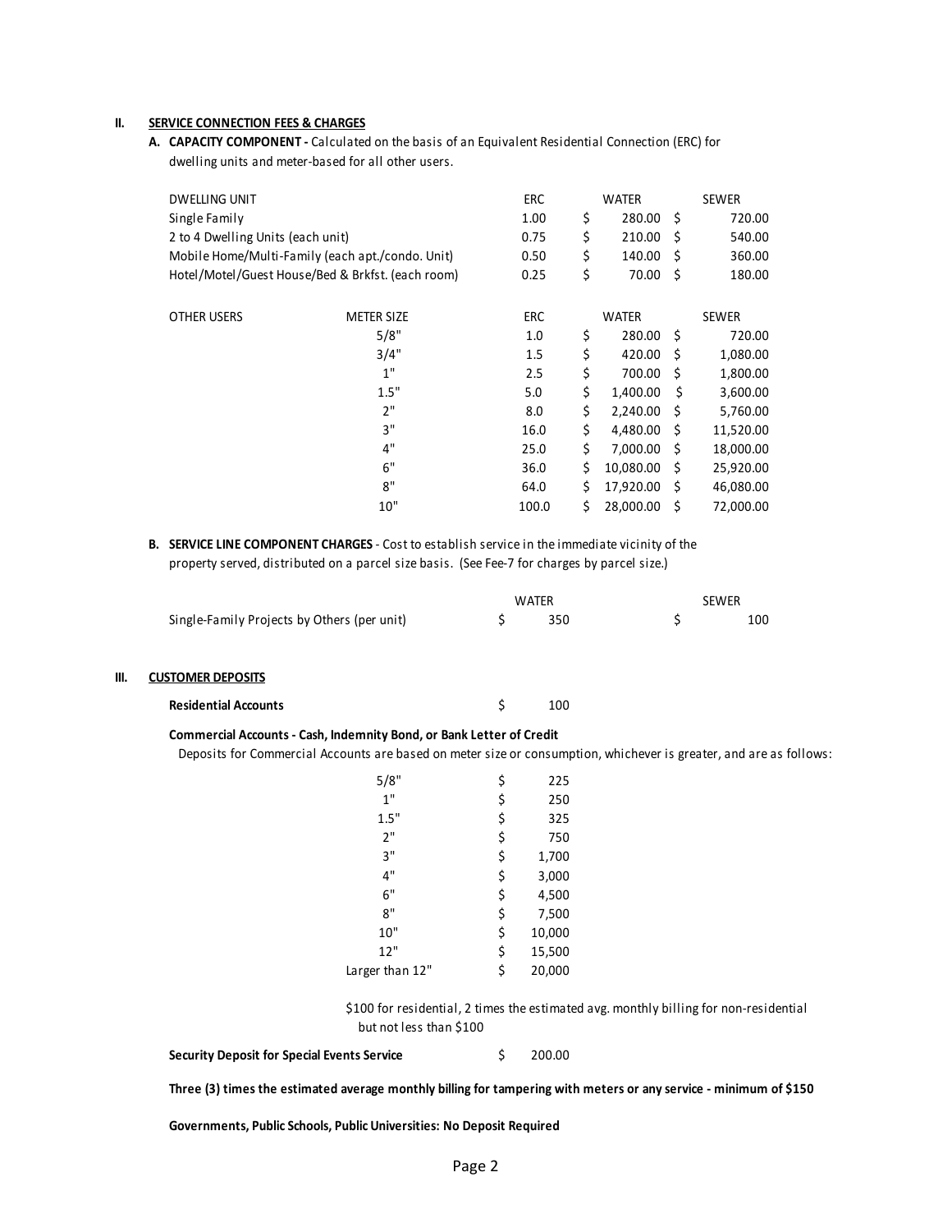## II. SERVICE CONNECTION FEES & CHARGES

**A. CAPACITY COMPONENT -** Calculated on the basis of an Equivalent Residential Connection (ERC) for dwelling units and meter-based for all other users.

| DWELLING UNIT | ERC | WATER | SEWER |
|---|---|---|---|
| Single Family | 1.00 | $ 280.00 | $ 720.00 |
| 2 to 4 Dwelling Units (each unit) | 0.75 | $ 210.00 | $ 540.00 |
| Mobile Home/Multi-Family (each apt./condo. Unit) | 0.50 | $ 140.00 | $ 360.00 |
| Hotel/Motel/Guest House/Bed & Brkfst. (each room) | 0.25 | $ 70.00 | $ 180.00 |

| OTHER USERS | METER SIZE | ERC | WATER | SEWER |
|---|---|---|---|---|
| | 5/8" | 1.0 | $ 280.00 | $ 720.00 |
| | 3/4" | 1.5 | $ 420.00 | $ 1,080.00 |
| | 1" | 2.5 | $ 700.00 | $ 1,800.00 |
| | 1.5" | 5.0 | $ 1,400.00 | $ 3,600.00 |
| | 2" | 8.0 | $ 2,240.00 | $ 5,760.00 |
| | 3" | 16.0 | $ 4,480.00 | $ 11,520.00 |
| | 4" | 25.0 | $ 7,000.00 | $ 18,000.00 |
| | 6" | 36.0 | $ 10,080.00 | $ 25,920.00 |
| | 8" | 64.0 | $ 17,920.00 | $ 46,080.00 |
| | 10" | 100.0 | $ 28,000.00 | $ 72,000.00 |

**B. SERVICE LINE COMPONENT CHARGES** - Cost to establish service in the immediate vicinity of the property served, distributed on a parcel size basis. (See Fee-7 for charges by parcel size.)

| | WATER | SEWER |
|---|---|---|
| Single-Family Projects by Others (per unit) | $ 350 | $ 100 |

## III. CUSTOMER DEPOSITS

**Residential Accounts** $ 100

**Commercial Accounts - Cash, Indemnity Bond, or Bank Letter of Credit**

Deposits for Commercial Accounts are based on meter size or consumption, whichever is greater, and are as follows:

| Meter Size | Deposit |
|---|---|
| 5/8" | $ 225 |
| 1" | $ 250 |
| 1.5" | $ 325 |
| 2" | $ 750 |
| 3" | $ 1,700 |
| 4" | $ 3,000 |
| 6" | $ 4,500 |
| 8" | $ 7,500 |
| 10" | $ 10,000 |
| 12" | $ 15,500 |
| Larger than 12" | $ 20,000 |

$100 for residential, 2 times the estimated avg. monthly billing for non-residential but not less than $100

**Security Deposit for Special Events Service** $ 200.00

**Three (3) times the estimated average monthly billing for tampering with meters or any service - minimum of $150**

**Governments, Public Schools, Public Universities: No Deposit Required**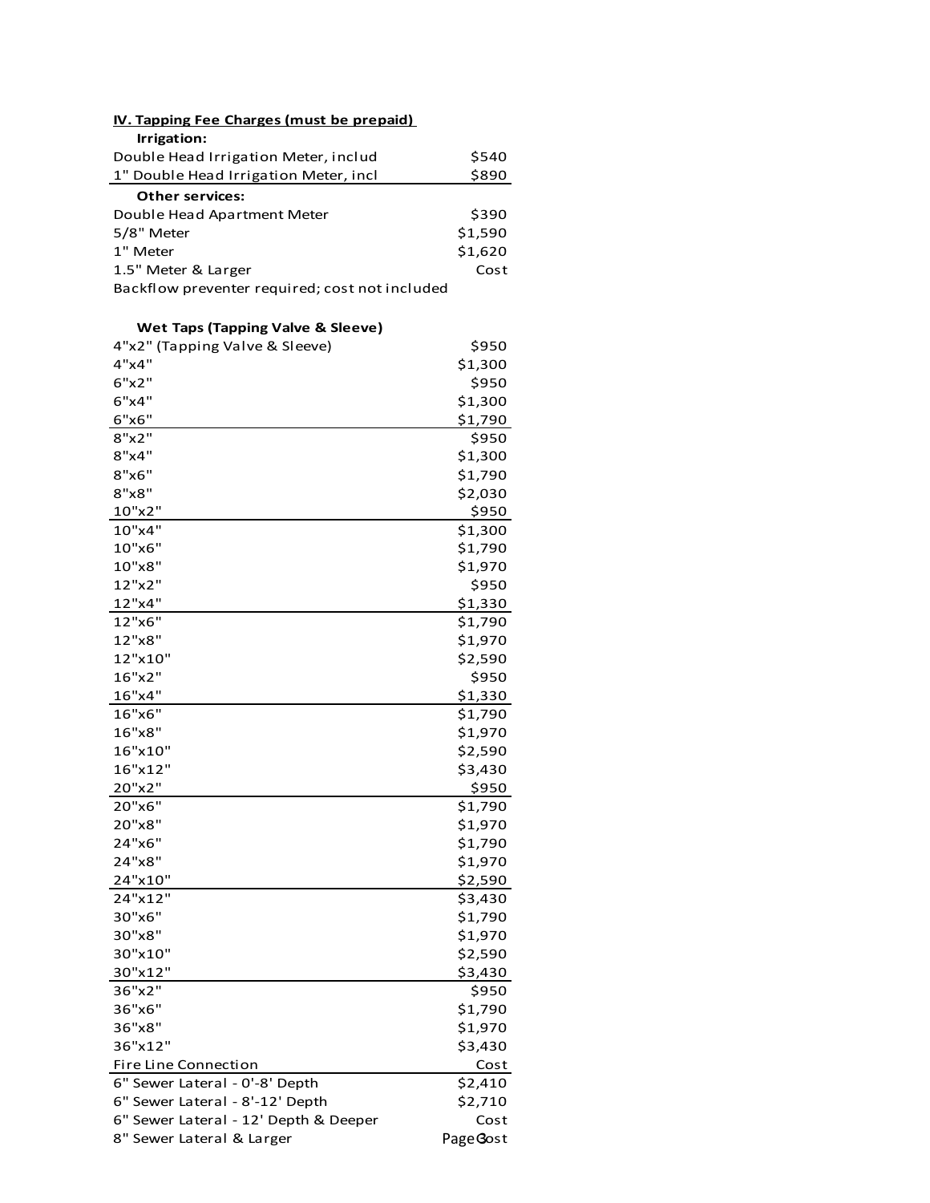**IV. Tapping Fee Charges (must be prepaid)**

| Item | Fee |
|---|---|
| **Irrigation:** | |
| Double Head Irrigation Meter, includ | $540 |
| 1" Double Head Irrigation Meter, incl | $890 |
| **Other services:** | |
| Double Head Apartment Meter | $390 |
| 5/8" Meter | $1,590 |
| 1" Meter | $1,620 |
| 1.5" Meter & Larger | Cost |
| Backflow preventer required; cost not included | |

| Wet Taps (Tapping Valve & Sleeve) | Fee |
|---|---|
| 4"x2" (Tapping Valve & Sleeve) | $950 |
| 4"x4" | $1,300 |
| 6"x2" | $950 |
| 6"x4" | $1,300 |
| 6"x6" | $1,790 |
| 8"x2" | $950 |
| 8"x4" | $1,300 |
| 8"x6" | $1,790 |
| 8"x8" | $2,030 |
| 10"x2" | $950 |
| 10"x4" | $1,300 |
| 10"x6" | $1,790 |
| 10"x8" | $1,970 |
| 12"x2" | $950 |
| 12"x4" | $1,330 |
| 12"x6" | $1,790 |
| 12"x8" | $1,970 |
| 12"x10" | $2,590 |
| 16"x2" | $950 |
| 16"x4" | $1,330 |
| 16"x6" | $1,790 |
| 16"x8" | $1,970 |
| 16"x10" | $2,590 |
| 16"x12" | $3,430 |
| 20"x2" | $950 |
| 20"x6" | $1,790 |
| 20"x8" | $1,970 |
| 24"x6" | $1,790 |
| 24"x8" | $1,970 |
| 24"x10" | $2,590 |
| 24"x12" | $3,430 |
| 30"x6" | $1,790 |
| 30"x8" | $1,970 |
| 30"x10" | $2,590 |
| 30"x12" | $3,430 |
| 36"x2" | $950 |
| 36"x6" | $1,790 |
| 36"x8" | $1,970 |
| 36"x12" | $3,430 |
| Fire Line Connection | Cost |
| 6" Sewer Lateral - 0'-8' Depth | $2,410 |
| 6" Sewer Lateral - 8'-12' Depth | $2,710 |
| 6" Sewer Lateral - 12' Depth & Deeper | Cost |
| 8" Sewer Lateral & Larger | Cost |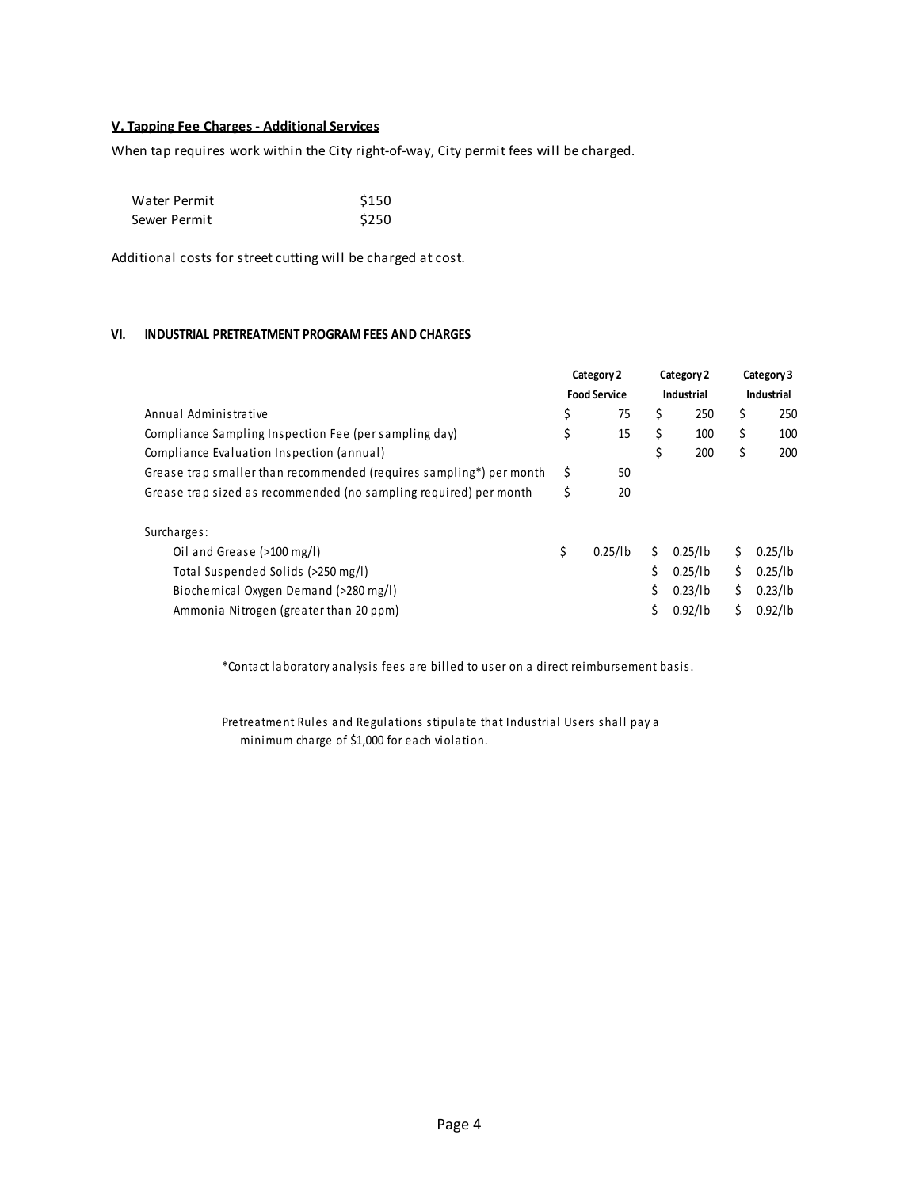**V. Tapping Fee Charges - Additional Services**

When tap requires work within the City right-of-way, City permit fees will be charged.

| | |
|---|---|
| Water Permit | $150 |
| Sewer Permit | $250 |

Additional costs for street cutting will be charged at cost.

**VI. INDUSTRIAL PRETREATMENT PROGRAM FEES AND CHARGES**

| | Category 2 Food Service | Category 2 Industrial | Category 3 Industrial |
|---|---|---|---|
| Annual Administrative | $ 75 | $ 250 | $ 250 |
| Compliance Sampling Inspection Fee (per sampling day) | $ 15 | $ 100 | $ 100 |
| Compliance Evaluation Inspection (annual) | | $ 200 | $ 200 |
| Grease trap smaller than recommended (requires sampling*) per month | $ 50 | | |
| Grease trap sized as recommended (no sampling required) per month | $ 20 | | |
| Surcharges: | | | |
| Oil and Grease (>100 mg/l) | $ 0.25/lb | $ 0.25/lb | $ 0.25/lb |
| Total Suspended Solids (>250 mg/l) | | $ 0.25/lb | $ 0.25/lb |
| Biochemical Oxygen Demand (>280 mg/l) | | $ 0.23/lb | $ 0.23/lb |
| Ammonia Nitrogen (greater than 20 ppm) | | $ 0.92/lb | $ 0.92/lb |

*Contact laboratory analysis fees are billed to user on a direct reimbursement basis.

Pretreatment Rules and Regulations stipulate that Industrial Users shall pay a minimum charge of $1,000 for each violation.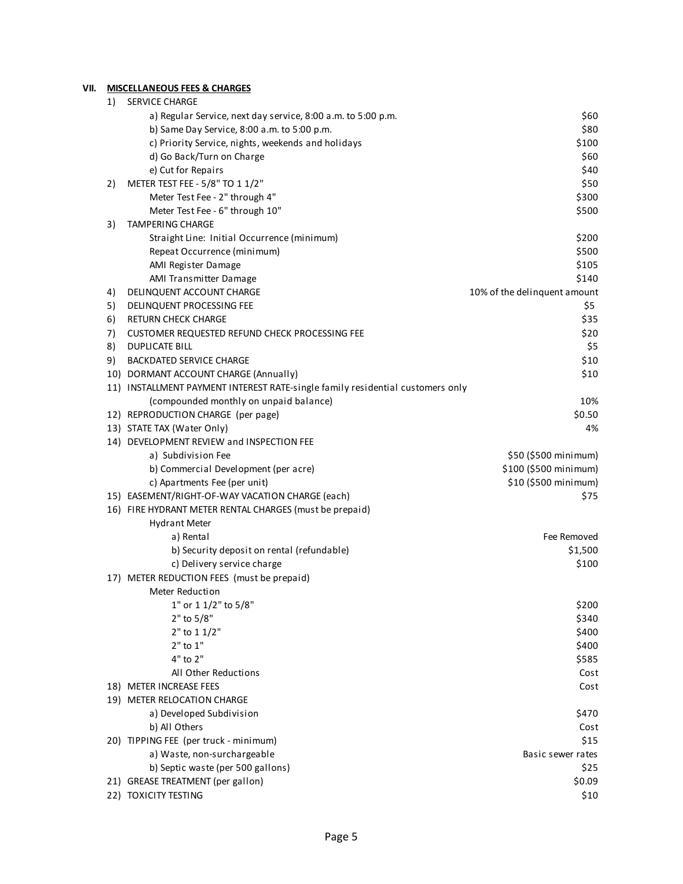## VII. MISCELLANEOUS FEES & CHARGES

| | Item | Fee |
|---|---|---|
| 1) | SERVICE CHARGE | |
| | a) Regular Service, next day service, 8:00 a.m. to 5:00 p.m. | $60 |
| | b) Same Day Service, 8:00 a.m. to 5:00 p.m. | $80 |
| | c) Priority Service, nights, weekends and holidays | $100 |
| | d) Go Back/Turn on Charge | $60 |
| | e) Cut for Repairs | $40 |
| 2) | METER TEST FEE - 5/8" TO 1 1/2" | $50 |
| | Meter Test Fee - 2" through 4" | $300 |
| | Meter Test Fee - 6" through 10" | $500 |
| 3) | TAMPERING CHARGE | |
| | Straight Line: Initial Occurrence (minimum) | $200 |
| | Repeat Occurrence (minimum) | $500 |
| | AMI Register Damage | $105 |
| | AMI Transmitter Damage | $140 |
| 4) | DELINQUENT ACCOUNT CHARGE | 10% of the delinquent amount |
| 5) | DELINQUENT PROCESSING FEE | $5 |
| 6) | RETURN CHECK CHARGE | $35 |
| 7) | CUSTOMER REQUESTED REFUND CHECK PROCESSING FEE | $20 |
| 8) | DUPLICATE BILL | $5 |
| 9) | BACKDATED SERVICE CHARGE | $10 |
| 10) | DORMANT ACCOUNT CHARGE (Annually) | $10 |
| 11) | INSTALLMENT PAYMENT INTEREST RATE-single family residential customers only (compounded monthly on unpaid balance) | 10% |
| 12) | REPRODUCTION CHARGE (per page) | $0.50 |
| 13) | STATE TAX (Water Only) | 4% |
| 14) | DEVELOPMENT REVIEW and INSPECTION FEE | |
| | a) Subdivision Fee | $50 ($500 minimum) |
| | b) Commercial Development (per acre) | $100 ($500 minimum) |
| | c) Apartments Fee (per unit) | $10 ($500 minimum) |
| 15) | EASEMENT/RIGHT-OF-WAY VACATION CHARGE (each) | $75 |
| 16) | FIRE HYDRANT METER RENTAL CHARGES (must be prepaid) | |
| | Hydrant Meter | |
| | a) Rental | Fee Removed |
| | b) Security deposit on rental (refundable) | $1,500 |
| | c) Delivery service charge | $100 |
| 17) | METER REDUCTION FEES (must be prepaid) | |
| | Meter Reduction | |
| | 1" or 1 1/2" to 5/8" | $200 |
| | 2" to 5/8" | $340 |
| | 2" to 1 1/2" | $400 |
| | 2" to 1" | $400 |
| | 4" to 2" | $585 |
| | All Other Reductions | Cost |
| 18) | METER INCREASE FEES | Cost |
| 19) | METER RELOCATION CHARGE | |
| | a) Developed Subdivision | $470 |
| | b) All Others | Cost |
| 20) | TIPPING FEE (per truck - minimum) | $15 |
| | a) Waste, non-surchargeable | Basic sewer rates |
| | b) Septic waste (per 500 gallons) | $25 |
| 21) | GREASE TREATMENT (per gallon) | $0.09 |
| 22) | TOXICITY TESTING | $10 |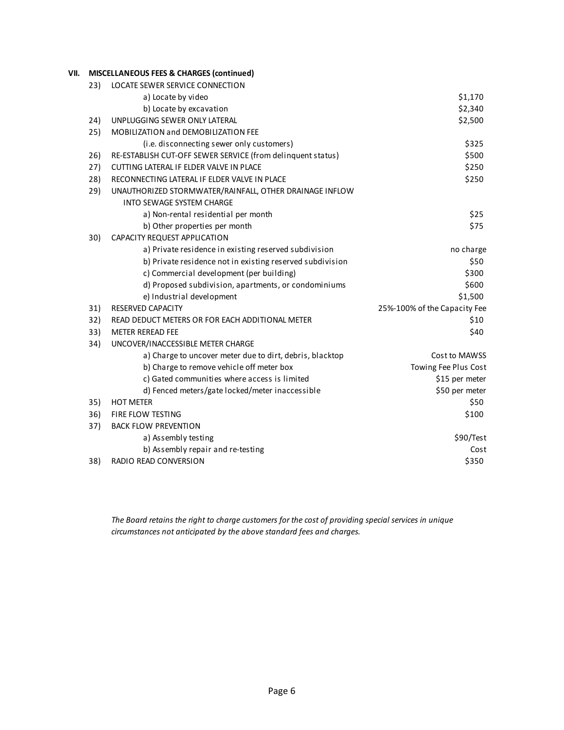## VII. MISCELLANEOUS FEES & CHARGES (continued)

| No. | Description | Fee |
|---|---|---|
| 23) | LOCATE SEWER SERVICE CONNECTION | |
| | a) Locate by video | $1,170 |
| | b) Locate by excavation | $2,340 |
| 24) | UNPLUGGING SEWER ONLY LATERAL | $2,500 |
| 25) | MOBILIZATION and DEMOBILIZATION FEE | |
| | (i.e. disconnecting sewer only customers) | $325 |
| 26) | RE-ESTABLISH CUT-OFF SEWER SERVICE (from delinquent status) | $500 |
| 27) | CUTTING LATERAL IF ELDER VALVE IN PLACE | $250 |
| 28) | RECONNECTING LATERAL IF ELDER VALVE IN PLACE | $250 |
| 29) | UNAUTHORIZED STORMWATER/RAINFALL, OTHER DRAINAGE INFLOW INTO SEWAGE SYSTEM CHARGE | |
| | a) Non-rental residential per month | $25 |
| | b) Other properties per month | $75 |
| 30) | CAPACITY REQUEST APPLICATION | |
| | a) Private residence in existing reserved subdivision | no charge |
| | b) Private residence not in existing reserved subdivision | $50 |
| | c) Commercial development (per building) | $300 |
| | d) Proposed subdivision, apartments, or condominiums | $600 |
| | e) Industrial development | $1,500 |
| 31) | RESERVED CAPACITY | 25%-100% of the Capacity Fee |
| 32) | READ DEDUCT METERS OR FOR EACH ADDITIONAL METER | $10 |
| 33) | METER REREAD FEE | $40 |
| 34) | UNCOVER/INACCESSIBLE METER CHARGE | |
| | a) Charge to uncover meter due to dirt, debris, blacktop | Cost to MAWSS |
| | b) Charge to remove vehicle off meter box | Towing Fee Plus Cost |
| | c) Gated communities where access is limited | $15 per meter |
| | d) Fenced meters/gate locked/meter inaccessible | $50 per meter |
| 35) | HOT METER | $50 |
| 36) | FIRE FLOW TESTING | $100 |
| 37) | BACK FLOW PREVENTION | |
| | a) Assembly testing | $90/Test |
| | b) Assembly repair and re-testing | Cost |
| 38) | RADIO READ CONVERSION | $350 |

*The Board retains the right to charge customers for the cost of providing special services in unique circumstances not anticipated by the above standard fees and charges.*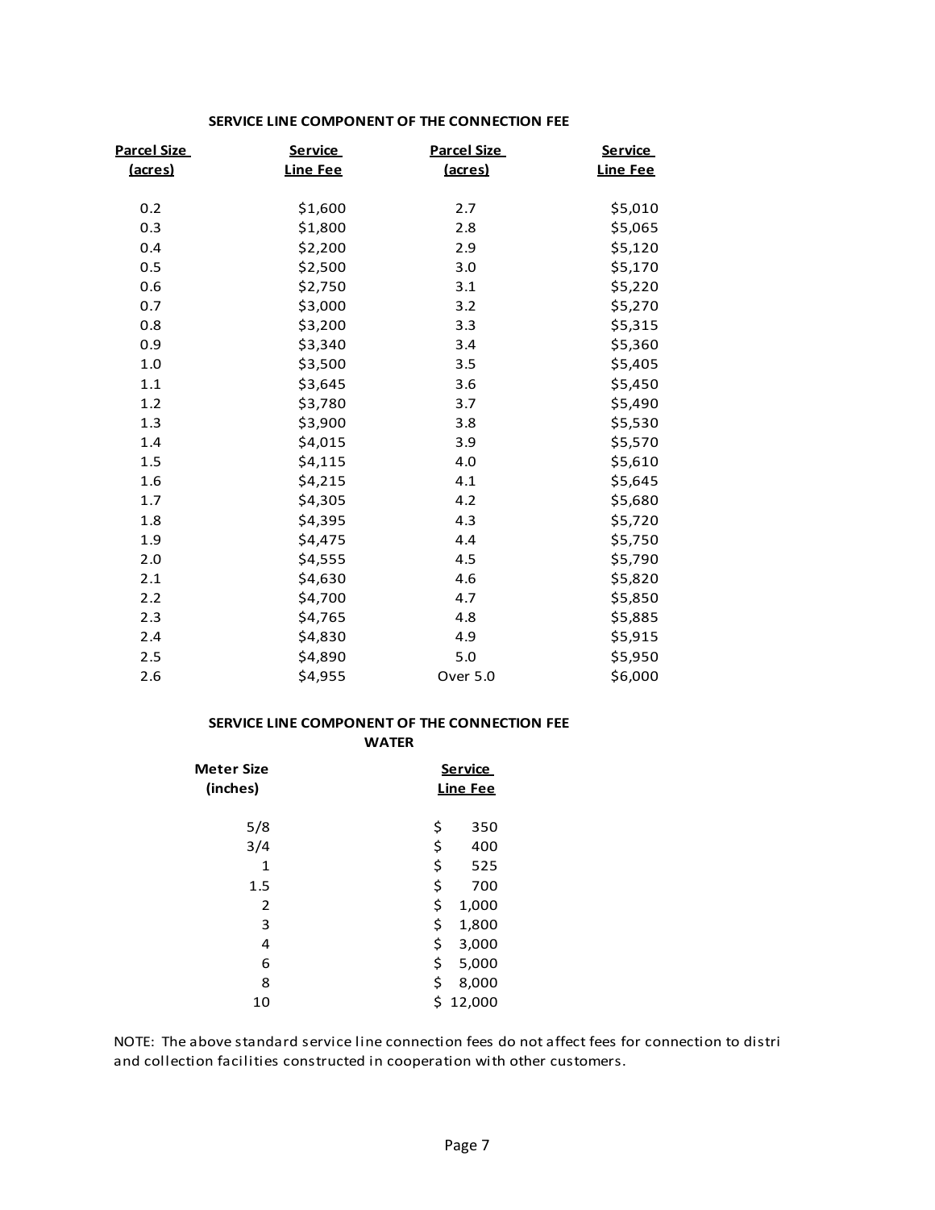**SERVICE LINE COMPONENT OF THE CONNECTION FEE**

| Parcel Size (acres) | Service Line Fee | Parcel Size (acres) | Service Line Fee |
|---|---|---|---|
| 0.2 | $1,600 | 2.7 | $5,010 |
| 0.3 | $1,800 | 2.8 | $5,065 |
| 0.4 | $2,200 | 2.9 | $5,120 |
| 0.5 | $2,500 | 3.0 | $5,170 |
| 0.6 | $2,750 | 3.1 | $5,220 |
| 0.7 | $3,000 | 3.2 | $5,270 |
| 0.8 | $3,200 | 3.3 | $5,315 |
| 0.9 | $3,340 | 3.4 | $5,360 |
| 1.0 | $3,500 | 3.5 | $5,405 |
| 1.1 | $3,645 | 3.6 | $5,450 |
| 1.2 | $3,780 | 3.7 | $5,490 |
| 1.3 | $3,900 | 3.8 | $5,530 |
| 1.4 | $4,015 | 3.9 | $5,570 |
| 1.5 | $4,115 | 4.0 | $5,610 |
| 1.6 | $4,215 | 4.1 | $5,645 |
| 1.7 | $4,305 | 4.2 | $5,680 |
| 1.8 | $4,395 | 4.3 | $5,720 |
| 1.9 | $4,475 | 4.4 | $5,750 |
| 2.0 | $4,555 | 4.5 | $5,790 |
| 2.1 | $4,630 | 4.6 | $5,820 |
| 2.2 | $4,700 | 4.7 | $5,850 |
| 2.3 | $4,765 | 4.8 | $5,885 |
| 2.4 | $4,830 | 4.9 | $5,915 |
| 2.5 | $4,890 | 5.0 | $5,950 |
| 2.6 | $4,955 | Over 5.0 | $6,000 |

**SERVICE LINE COMPONENT OF THE CONNECTION FEE WATER**

| Meter Size (inches) | Service Line Fee |
|---|---|
| 5/8 | $ 350 |
| 3/4 | $ 400 |
| 1 | $ 525 |
| 1.5 | $ 700 |
| 2 | $ 1,000 |
| 3 | $ 1,800 |
| 4 | $ 3,000 |
| 6 | $ 5,000 |
| 8 | $ 8,000 |
| 10 | $ 12,000 |

NOTE: The above standard service line connection fees do not affect fees for connection to distri and collection facilities constructed in cooperation with other customers.